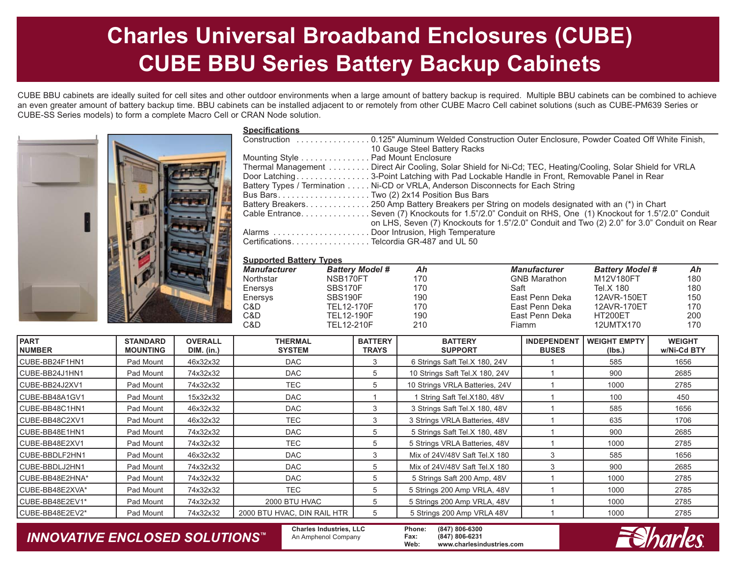# Charles Universal Broadband Enclosures (CUBE)
# CUBE BBU Series Battery Backup Cabinets

CUBE BBU cabinets are ideally suited for cell sites and other outdoor environments when a large amount of battery backup is required. Multiple BBU cabinets can be combined to achieve an even greater amount of battery backup time. BBU cabinets can be installed adjacent to or remotely from other CUBE Macro Cell cabinet solutions (such as CUBE-PM639 Series or CUBE-SS Series models) to form a complete Macro Cell or CRAN Node solution.

## Specifications

- Construction ................ 0.125" Aluminum Welded Construction Outer Enclosure, Powder Coated Off White Finish, 10 Gauge Steel Battery Racks
- Mounting Style .............. Pad Mount Enclosure
- Thermal Management ......... Direct Air Cooling, Solar Shield for Ni-Cd; TEC, Heating/Cooling, Solar Shield for VRLA
- Door Latching................ 3-Point Latching with Pad Lockable Handle in Front, Removable Panel in Rear
- Battery Types / Termination ..... Ni-CD or VRLA, Anderson Disconnects for Each String
- Bus Bars.................... Two (2) 2x14 Position Bus Bars
- Battery Breakers.............. 250 Amp Battery Breakers per String on models designated with an (*) in Chart
- Cable Entrance............... Seven (7) Knockouts for 1.5"/2.0" Conduit on RHS, One (1) Knockout for 1.5"/2.0" Conduit on LHS, Seven (7) Knockouts for 1.5"/2.0" Conduit and Two (2) 2.0" for 3.0" Conduit on Rear
- Alarms ..................... Door Intrusion, High Temperature
- Certifications................. Telcordia GR-487 and UL 50

## Supported Battery Types

| *Manufacturer* | *Battery Model #* | *Ah* | *Manufacturer* | *Battery Model #* | *Ah* |
|---|---|---|---|---|---|
| Northstar | NSB170FT | 170 | GNB Marathon | M12V180FT | 180 |
| Enersys | SBS170F | 170 | Saft | Tel.X 180 | 180 |
| Enersys | SBS190F | 190 | East Penn Deka | 12AVR-150ET | 150 |
| C&D | TEL12-170F | 170 | East Penn Deka | 12AVR-170ET | 170 |
| C&D | TEL12-190F | 190 | East Penn Deka | HT200ET | 200 |
| C&D | TEL12-210F | 210 | Fiamm | 12UMTX170 | 170 |

| PART NUMBER | STANDARD MOUNTING | OVERALL DIM. (in.) | THERMAL SYSTEM | BATTERY TRAYS | BATTERY SUPPORT | INDEPENDENT BUSES | WEIGHT EMPTY (lbs.) | WEIGHT w/Ni-Cd BTY |
|---|---|---|---|---|---|---|---|---|
| CUBE-BB24F1HN1 | Pad Mount | 46x32x32 | DAC | 3 | 6 Strings Saft Tel.X 180, 24V | 1 | 585 | 1656 |
| CUBE-BB24J1HN1 | Pad Mount | 74x32x32 | DAC | 5 | 10 Strings Saft Tel.X 180, 24V | 1 | 900 | 2685 |
| CUBE-BB24J2XV1 | Pad Mount | 74x32x32 | TEC | 5 | 10 Strings VRLA Batteries, 24V | 1 | 1000 | 2785 |
| CUBE-BB48A1GV1 | Pad Mount | 15x32x32 | DAC | 1 | 1 String Saft Tel.X180, 48V | 1 | 100 | 450 |
| CUBE-BB48C1HN1 | Pad Mount | 46x32x32 | DAC | 3 | 3 Strings Saft Tel.X 180, 48V | 1 | 585 | 1656 |
| CUBE-BB48C2XV1 | Pad Mount | 46x32x32 | TEC | 3 | 3 Strings VRLA Batteries, 48V | 1 | 635 | 1706 |
| CUBE-BB48E1HN1 | Pad Mount | 74x32x32 | DAC | 5 | 5 Strings Saft Tel.X 180, 48V | 1 | 900 | 2685 |
| CUBE-BB48E2XV1 | Pad Mount | 74x32x32 | TEC | 5 | 5 Strings VRLA Batteries, 48V | 1 | 1000 | 2785 |
| CUBE-BBDLF2HN1 | Pad Mount | 46x32x32 | DAC | 3 | Mix of 24V/48V Saft Tel.X 180 | 3 | 585 | 1656 |
| CUBE-BBDLJ2HN1 | Pad Mount | 74x32x32 | DAC | 5 | Mix of 24V/48V Saft Tel.X 180 | 3 | 900 | 2685 |
| CUBE-BB48E2HNA* | Pad Mount | 74x32x32 | DAC | 5 | 5 Strings Saft 200 Amp, 48V | 1 | 1000 | 2785 |
| CUBE-BB48E2XVA* | Pad Mount | 74x32x32 | TEC | 5 | 5 Strings 200 Amp VRLA, 48V | 1 | 1000 | 2785 |
| CUBE-BB48E2EV1* | Pad Mount | 74x32x32 | 2000 BTU HVAC | 5 | 5 Strings 200 Amp VRLA, 48V | 1 | 1000 | 2785 |
| CUBE-BB48E2EV2* | Pad Mount | 74x32x32 | 2000 BTU HVAC, DIN RAIL HTR | 5 | 5 Strings 200 Amp VRLA 48V | 1 | 1000 | 2785 |

*INNOVATIVE ENCLOSED SOLUTIONS™*

**Charles Industries, LLC**
An Amphenol Company

**Phone:** (847) 806-6300
**Fax:** (847) 806-6231
**Web:** www.charlesindustries.com

Charles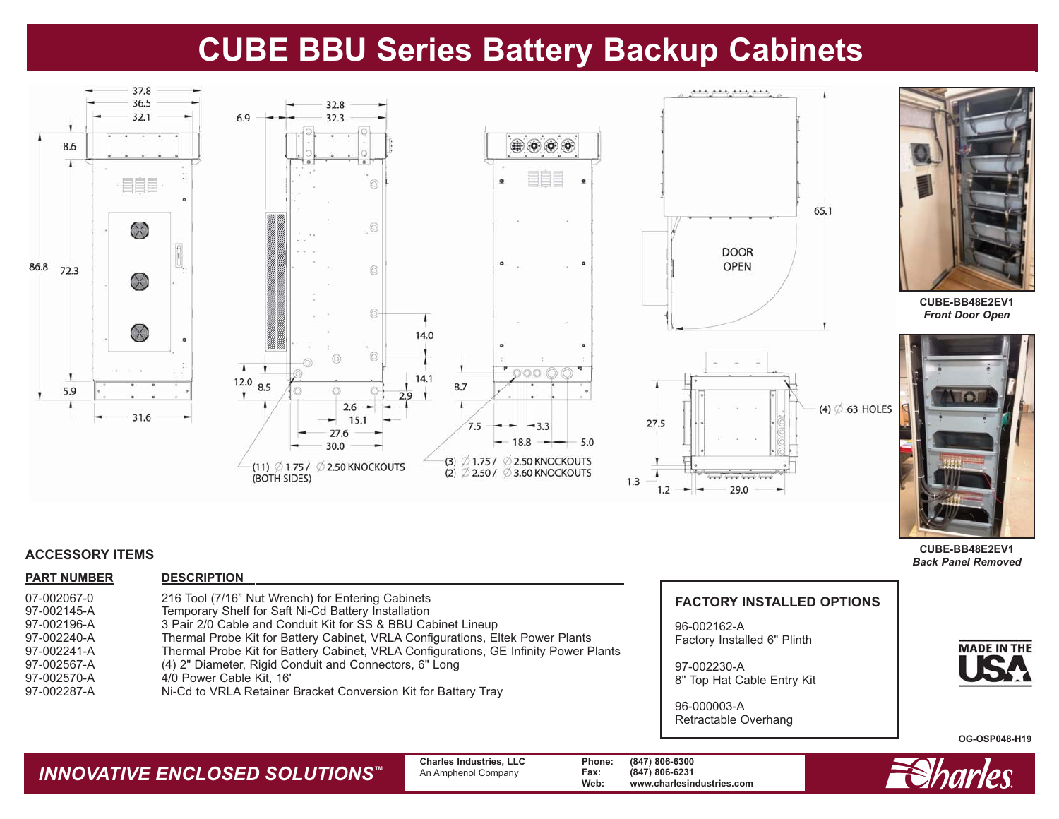# CUBE BBU Series Battery Backup Cabinets

37.8
36.5
32.1
8.6
86.8
72.3
5.9
31.6
6.9
32.8
32.3
12.0
8.5
14.0
14.1
2.9
2.6
15.1
27.6
30.0
(11) Ø 1.75 / Ø 2.50 KNOCKOUTS (BOTH SIDES)
8.7
7.5
3.3
18.8
5.0
(3) Ø 1.75 / Ø 2.50 KNOCKOUTS
(2) Ø 2.50 / Ø 3.60 KNOCKOUTS
65.1
DOOR OPEN
27.5
(4) Ø .63 HOLES
1.3
1.2
29.0

**CUBE-BB48E2EV1**
***Front Door Open***

**CUBE-BB48E2EV1**
***Back Panel Removed***

## ACCESSORY ITEMS

| PART NUMBER | DESCRIPTION |
|---|---|
| 07-002067-0 | 216 Tool (7/16" Nut Wrench) for Entering Cabinets |
| 97-002145-A | Temporary Shelf for Saft Ni-Cd Battery Installation |
| 97-002196-A | 3 Pair 2/0 Cable and Conduit Kit for SS & BBU Cabinet Lineup |
| 97-002240-A | Thermal Probe Kit for Battery Cabinet, VRLA Configurations, Eltek Power Plants |
| 97-002241-A | Thermal Probe Kit for Battery Cabinet, VRLA Configurations, GE Infinity Power Plants |
| 97-002567-A | (4) 2" Diameter, Rigid Conduit and Connectors, 6" Long |
| 97-002570-A | 4/0 Power Cable Kit, 16' |
| 97-002287-A | Ni-Cd to VRLA Retainer Bracket Conversion Kit for Battery Tray |

## FACTORY INSTALLED OPTIONS

96-002162-A
Factory Installed 6" Plinth

97-002230-A
8" Top Hat Cable Entry Kit

96-000003-A
Retractable Overhang

MADE IN THE USA

OG-OSP048-H19

*INNOVATIVE ENCLOSED SOLUTIONS™*

**Charles Industries, LLC**
An Amphenol Company

**Phone:** (847) 806-6300
**Fax:** (847) 806-6231
**Web:** www.charlesindustries.com

Charles